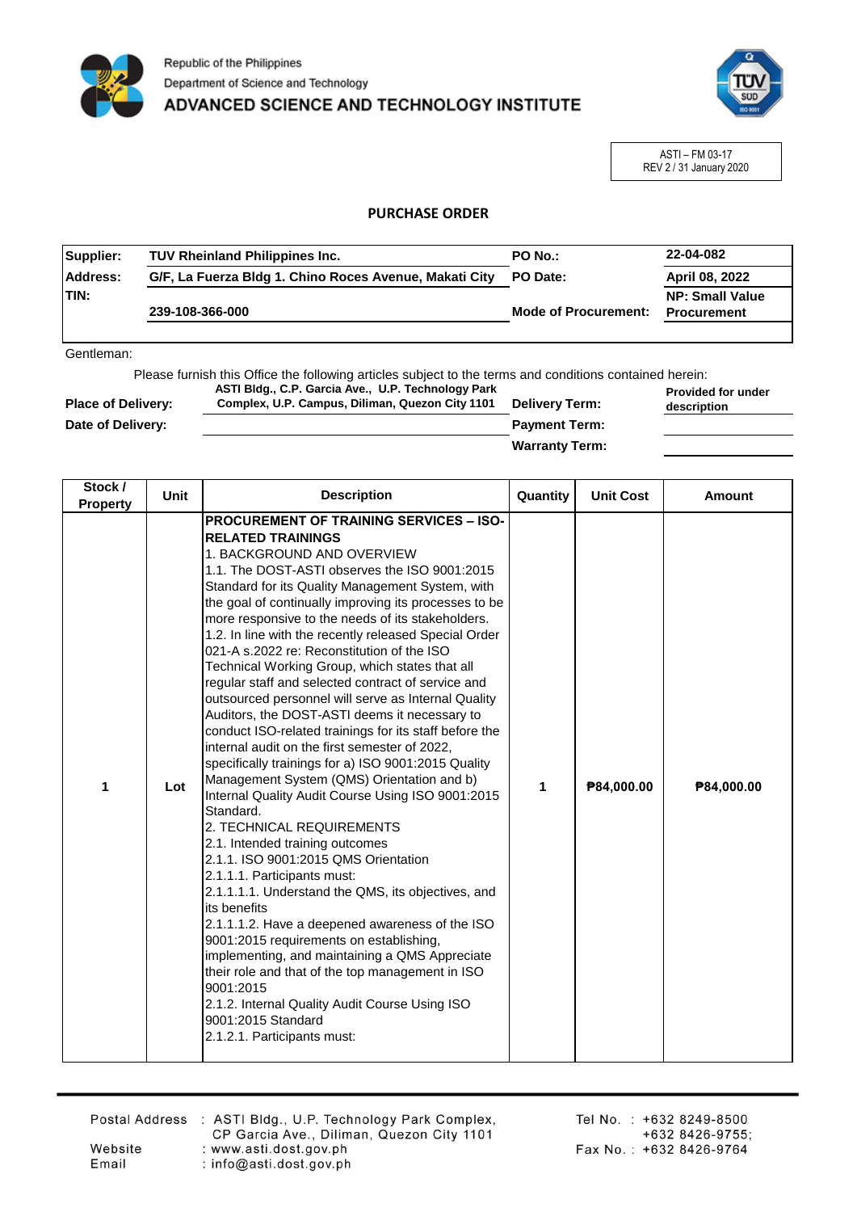Republic of the Philippines
Department of Science and Technology
ADVANCED SCIENCE AND TECHNOLOGY INSTITUTE

ASTI – FM 03-17
REV 2 / 31 January 2020

# PURCHASE ORDER

| | | | |
|---|---|---|---|
| **Supplier:** | **TUV Rheinland Philippines Inc.** | **PO No.:** | **22-04-082** |
| **Address:** | **G/F, La Fuerza Bldg 1. Chino Roces Avenue, Makati City** | **PO Date:** | **April 08, 2022** |
| **TIN:** | **239-108-366-000** | **Mode of Procurement:** | **NP: Small Value Procurement** |

Gentleman:

Please furnish this Office the following articles subject to the terms and conditions contained herein:

| | | | |
|---|---|---|---|
| **Place of Delivery:** | **ASTI Bldg., C.P. Garcia Ave., U.P. Technology Park Complex, U.P. Campus, Diliman, Quezon City 1101** | **Delivery Term:** | **Provided for under description** |
| **Date of Delivery:** | | **Payment Term:** | |
| | | **Warranty Term:** | |

| Stock / Property | Unit | Description | Quantity | Unit Cost | Amount |
|---|---|---|---|---|---|
| 1 | Lot | **PROCUREMENT OF TRAINING SERVICES – ISO-RELATED TRAININGS**<br>1. BACKGROUND AND OVERVIEW<br>1.1. The DOST-ASTI observes the ISO 9001:2015 Standard for its Quality Management System, with the goal of continually improving its processes to be more responsive to the needs of its stakeholders.<br>1.2. In line with the recently released Special Order 021-A s.2022 re: Reconstitution of the ISO Technical Working Group, which states that all regular staff and selected contract of service and outsourced personnel will serve as Internal Quality Auditors, the DOST-ASTI deems it necessary to conduct ISO-related trainings for its staff before the internal audit on the first semester of 2022, specifically trainings for a) ISO 9001:2015 Quality Management System (QMS) Orientation and b) Internal Quality Audit Course Using ISO 9001:2015 Standard.<br>2. TECHNICAL REQUIREMENTS<br>2.1. Intended training outcomes<br>2.1.1. ISO 9001:2015 QMS Orientation<br>2.1.1.1. Participants must:<br>2.1.1.1.1. Understand the QMS, its objectives, and its benefits<br>2.1.1.1.2. Have a deepened awareness of the ISO 9001:2015 requirements on establishing, implementing, and maintaining a QMS Appreciate their role and that of the top management in ISO 9001:2015<br>2.1.2. Internal Quality Audit Course Using ISO 9001:2015 Standard<br>2.1.2.1. Participants must: | 1 | ₱84,000.00 | ₱84,000.00 |

Postal Address : ASTI Bldg., U.P. Technology Park Complex, CP Garcia Ave., Diliman, Quezon City 1101
Website : www.asti.dost.gov.ph
Email : info@asti.dost.gov.ph
Tel No. : +632 8249-8500 +632 8426-9755;
Fax No. : +632 8426-9764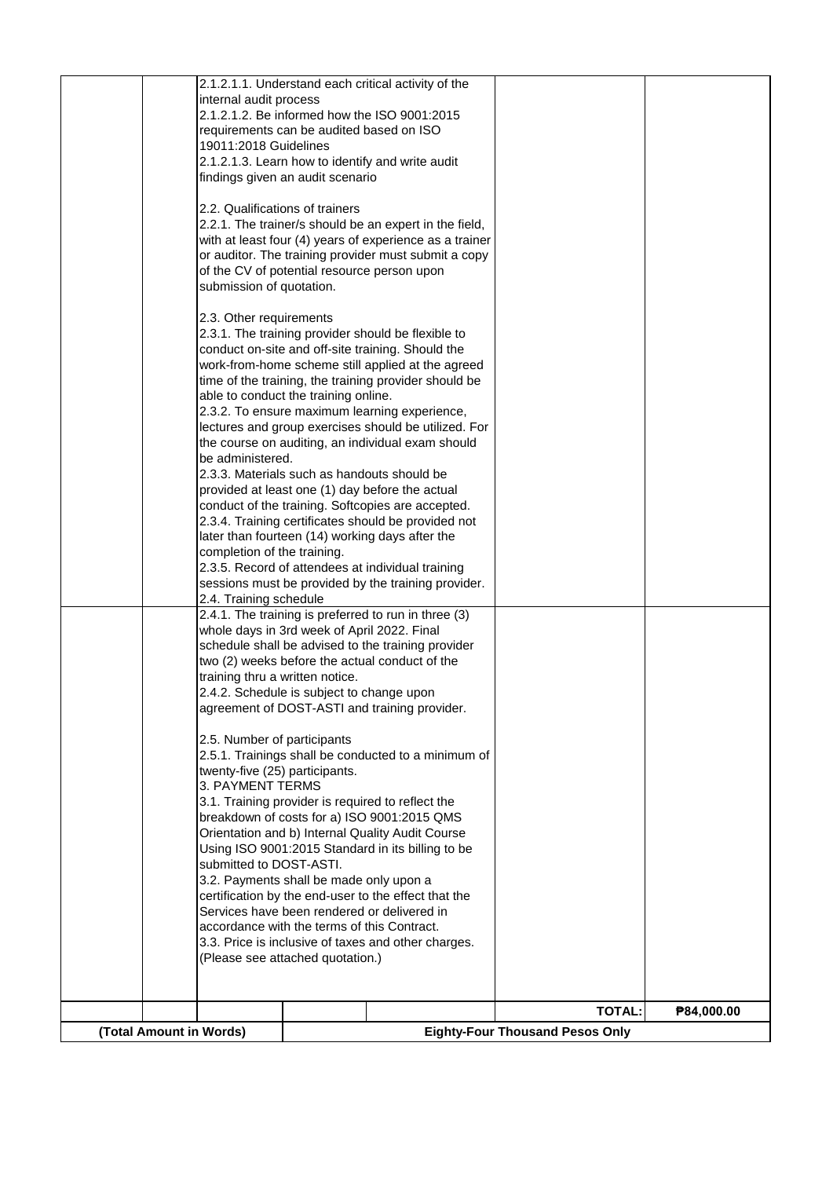| | | | | | | |
|---|---|---|---|---|---|---|
| | | 2.1.2.1.1. Understand each critical activity of the internal audit process<br>2.1.2.1.2. Be informed how the ISO 9001:2015 requirements can be audited based on ISO 19011:2018 Guidelines<br>2.1.2.1.3. Learn how to identify and write audit findings given an audit scenario<br><br>2.2. Qualifications of trainers<br>2.2.1. The trainer/s should be an expert in the field, with at least four (4) years of experience as a trainer or auditor. The training provider must submit a copy of the CV of potential resource person upon submission of quotation.<br><br>2.3. Other requirements<br>2.3.1. The training provider should be flexible to conduct on-site and off-site training. Should the work-from-home scheme still applied at the agreed time of the training, the training provider should be able to conduct the training online.<br>2.3.2. To ensure maximum learning experience, lectures and group exercises should be utilized. For the course on auditing, an individual exam should be administered.<br>2.3.3. Materials such as handouts should be provided at least one (1) day before the actual conduct of the training. Softcopies are accepted.<br>2.3.4. Training certificates should be provided not later than fourteen (14) working days after the completion of the training.<br>2.3.5. Record of attendees at individual training sessions must be provided by the training provider.<br>2.4. Training schedule | | | | |
| | | 2.4.1. The training is preferred to run in three (3) whole days in 3rd week of April 2022. Final schedule shall be advised to the training provider two (2) weeks before the actual conduct of the training thru a written notice.<br>2.4.2. Schedule is subject to change upon agreement of DOST-ASTI and training provider.<br><br>2.5. Number of participants<br>2.5.1. Trainings shall be conducted to a minimum of twenty-five (25) participants.<br>3. PAYMENT TERMS<br>3.1. Training provider is required to reflect the breakdown of costs for a) ISO 9001:2015 QMS Orientation and b) Internal Quality Audit Course Using ISO 9001:2015 Standard in its billing to be submitted to DOST-ASTI.<br>3.2. Payments shall be made only upon a certification by the end-user to the effect that the Services have been rendered or delivered in accordance with the terms of this Contract.<br>3.3. Price is inclusive of taxes and other charges.<br>(Please see attached quotation.) | | | | |
| | | | | | **TOTAL:** | **₱84,000.00** |
| **(Total Amount in Words)** | | | **Eighty-Four Thousand Pesos Only** | | | |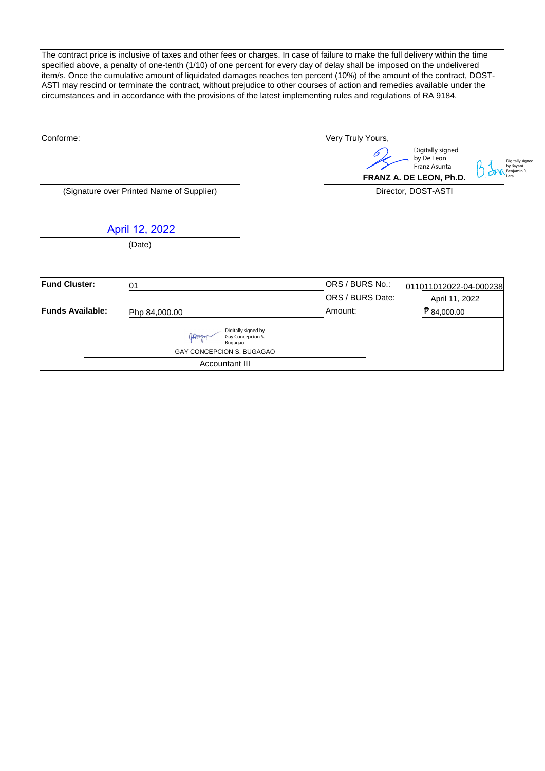The contract price is inclusive of taxes and other fees or charges. In case of failure to make the full delivery within the time specified above, a penalty of one-tenth (1/10) of one percent for every day of delay shall be imposed on the undelivered item/s. Once the cumulative amount of liquidated damages reaches ten percent (10%) of the amount of the contract, DOST-ASTI may rescind or terminate the contract, without prejudice to other courses of action and remedies available under the circumstances and in accordance with the provisions of the latest implementing rules and regulations of RA 9184.

Conforme:

(Signature over Printed Name of Supplier)

April 12, 2022
(Date)

Very Truly Yours,

Digitally signed by De Leon Franz Asunta

Digitally signed by Bayani Benjamin R. Lara

**FRANZ A. DE LEON, Ph.D.**
Director, DOST-ASTI

| | | | |
|---|---|---|---|
| **Fund Cluster:** | 01 | ORS / BURS No.: | 011011012022-04-000238 |
| | | ORS / BURS Date: | April 11, 2022 |
| **Funds Available:** | Php 84,000.00 | Amount: | ₱ 84,000.00 |

Digitally signed by Gay Concepcion S. Bugagao

GAY CONCEPCION S. BUGAGAO
Accountant III